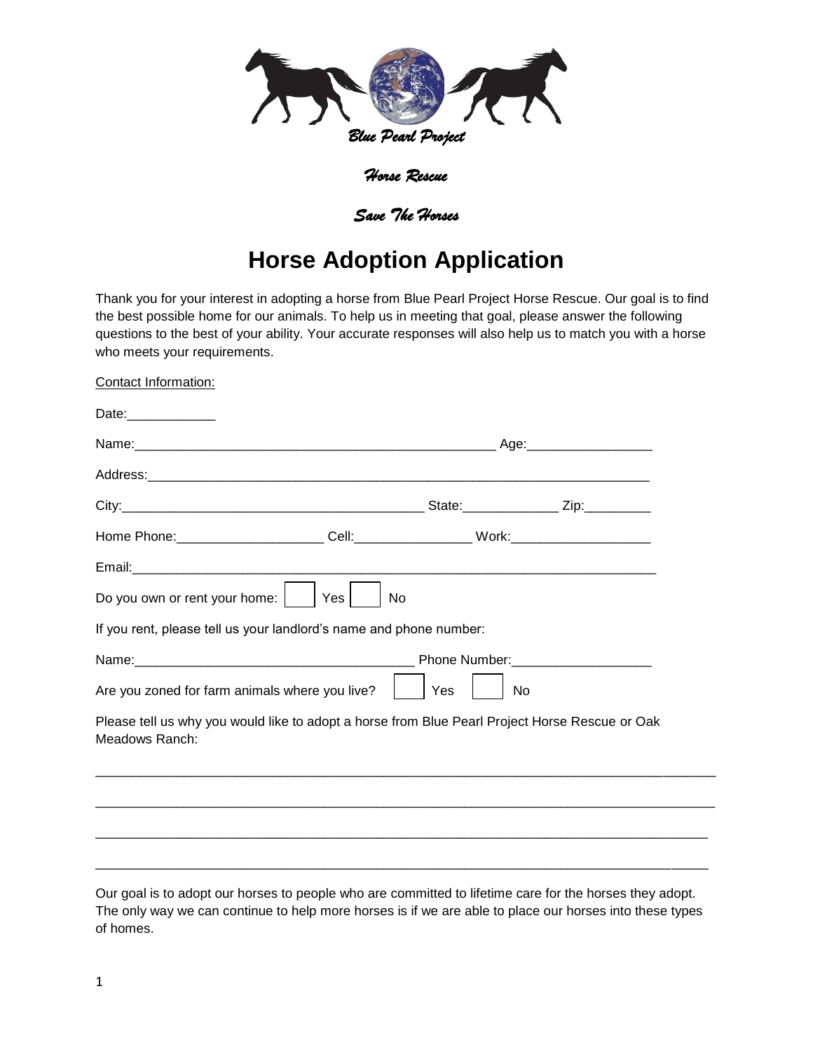*Blue Pearl Project*

*Horse Rescue*

*Save The Horses*

# Horse Adoption Application

Thank you for your interest in adopting a horse from Blue Pearl Project Horse Rescue. Our goal is to find the best possible home for our animals. To help us in meeting that goal, please answer the following questions to the best of your ability. Your accurate responses will also help us to match you with a horse who meets your requirements.

Contact Information:

Date:____________

Name:__________________________________________________ Age:_________________

Address:__________________________________________________________________________

City:_________________________________________ State:_____________ Zip:_________

Home Phone:____________________ Cell:________________ Work:___________________

Email:____________________________________________________________________________

Do you own or rent your home: ☐ Yes ☐ No

If you rent, please tell us your landlord's name and phone number:

Name:_____________________________________ Phone Number:___________________

Are you zoned for farm animals where you live? ☐ Yes ☐ No

Please tell us why you would like to adopt a horse from Blue Pearl Project Horse Rescue or Oak Meadows Ranch:

__________________________________________________________________________________

__________________________________________________________________________________

__________________________________________________________________________________

__________________________________________________________________________________

Our goal is to adopt our horses to people who are committed to lifetime care for the horses they adopt. The only way we can continue to help more horses is if we are able to place our horses into these types of homes.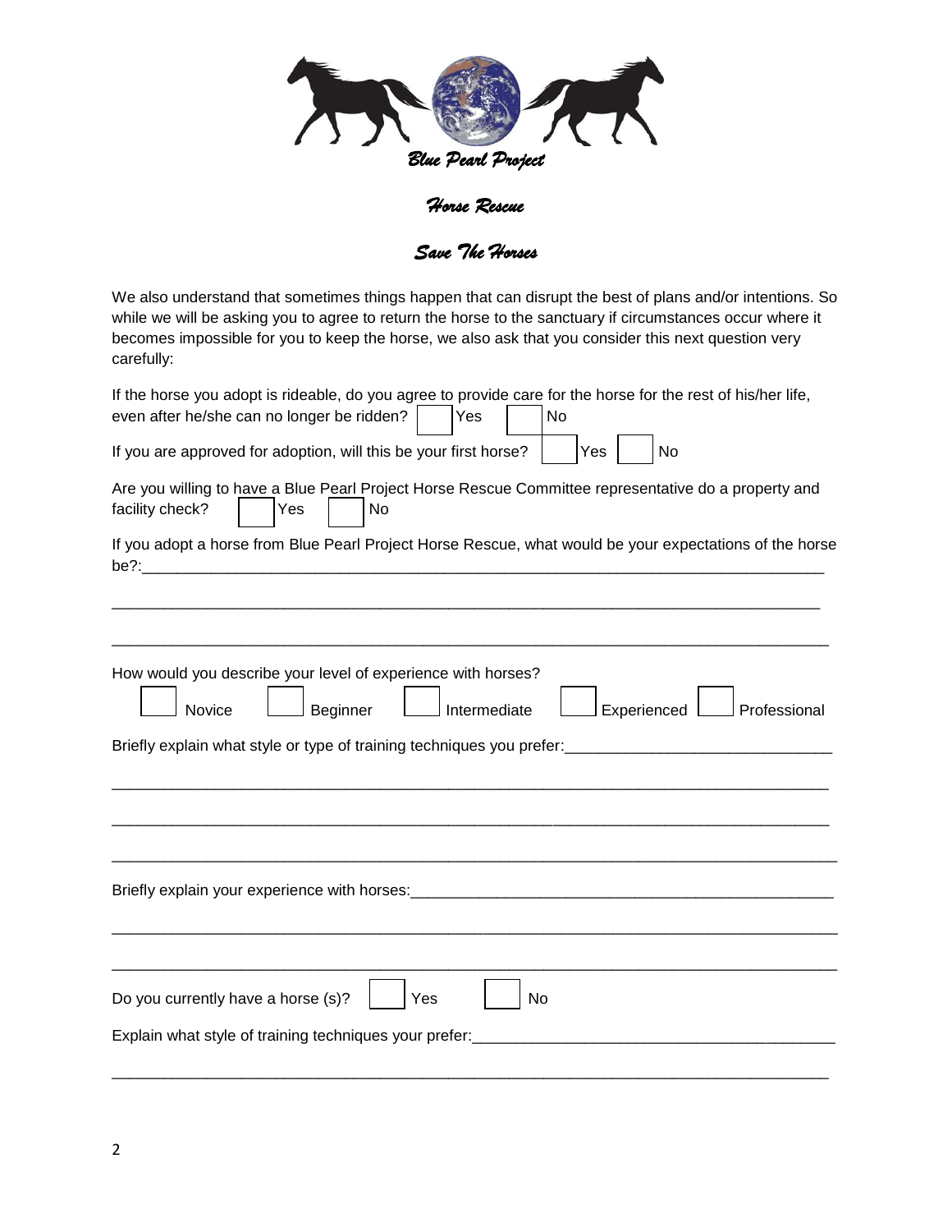*Blue Pearl Project*

*Horse Rescue*

*Save The Horses*

We also understand that sometimes things happen that can disrupt the best of plans and/or intentions. So while we will be asking you to agree to return the horse to the sanctuary if circumstances occur where it becomes impossible for you to keep the horse, we also ask that you consider this next question very carefully:

If the horse you adopt is rideable, do you agree to provide care for the horse for the rest of his/her life, even after he/she can no longer be ridden? ☐ Yes ☐ No

If you are approved for adoption, will this be your first horse? ☐ Yes ☐ No

Are you willing to have a Blue Pearl Project Horse Rescue Committee representative do a property and facility check? ☐ Yes ☐ No

If you adopt a horse from Blue Pearl Project Horse Rescue, what would be your expectations of the horse be?:_______________________________________________________________________________

_______________________________________________________________________________

_______________________________________________________________________________

How would you describe your level of experience with horses?

☐ Novice ☐ Beginner ☐ Intermediate ☐ Experienced ☐ Professional

Briefly explain what style or type of training techniques you prefer:______________________________

_______________________________________________________________________________

_______________________________________________________________________________

_______________________________________________________________________________

Briefly explain your experience with horses:_________________________________________________

_______________________________________________________________________________

_______________________________________________________________________________

Do you currently have a horse (s)? ☐ Yes ☐ No

Explain what style of training techniques your prefer:_________________________________________

_______________________________________________________________________________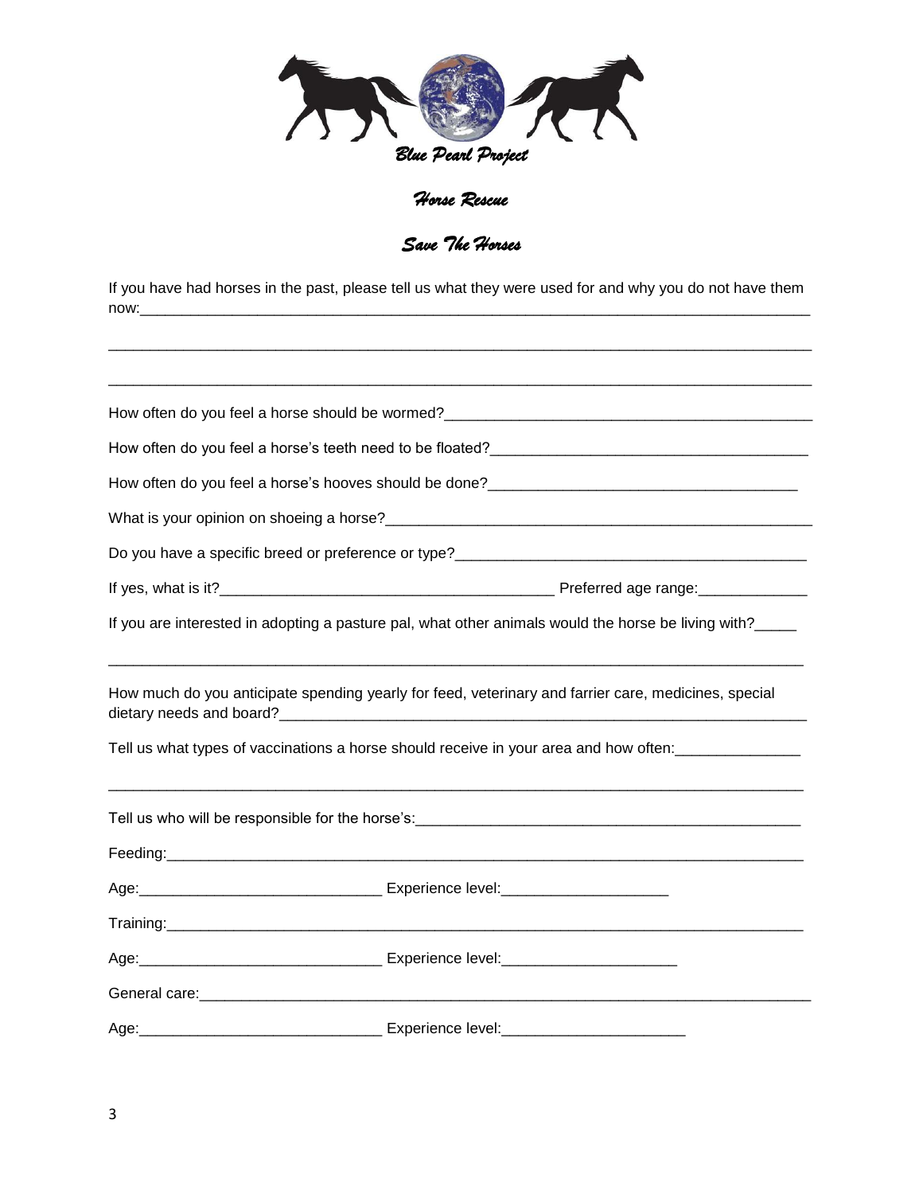*Blue Pearl Project*

*Horse Rescue*

*Save The Horses*

If you have had horses in the past, please tell us what they were used for and why you do not have them now:\_\_\_\_\_\_\_\_\_\_\_\_\_\_\_\_\_\_\_\_\_\_\_\_\_\_\_\_\_\_\_\_\_\_\_\_\_\_\_\_\_\_\_\_\_\_\_\_\_\_\_\_\_\_\_\_\_\_\_\_\_\_\_\_\_\_\_\_\_\_\_\_\_\_\_\_\_\_\_

\_\_\_\_\_\_\_\_\_\_\_\_\_\_\_\_\_\_\_\_\_\_\_\_\_\_\_\_\_\_\_\_\_\_\_\_\_\_\_\_\_\_\_\_\_\_\_\_\_\_\_\_\_\_\_\_\_\_\_\_\_\_\_\_\_\_\_\_\_\_\_\_\_\_\_\_\_\_\_\_\_\_\_\_

\_\_\_\_\_\_\_\_\_\_\_\_\_\_\_\_\_\_\_\_\_\_\_\_\_\_\_\_\_\_\_\_\_\_\_\_\_\_\_\_\_\_\_\_\_\_\_\_\_\_\_\_\_\_\_\_\_\_\_\_\_\_\_\_\_\_\_\_\_\_\_\_\_\_\_\_\_\_\_\_\_\_\_\_

How often do you feel a horse should be wormed?\_\_\_\_\_\_\_\_\_\_\_\_\_\_\_\_\_\_\_\_\_\_\_\_\_\_\_\_\_\_\_\_\_\_\_\_\_\_\_\_\_\_\_

How often do you feel a horse's teeth need to be floated?\_\_\_\_\_\_\_\_\_\_\_\_\_\_\_\_\_\_\_\_\_\_\_\_\_\_\_\_\_\_\_\_\_\_\_\_\_\_

How often do you feel a horse's hooves should be done?\_\_\_\_\_\_\_\_\_\_\_\_\_\_\_\_\_\_\_\_\_\_\_\_\_\_\_\_\_\_\_\_\_\_\_\_\_\_

What is your opinion on shoeing a horse?\_\_\_\_\_\_\_\_\_\_\_\_\_\_\_\_\_\_\_\_\_\_\_\_\_\_\_\_\_\_\_\_\_\_\_\_\_\_\_\_\_\_\_\_\_\_\_\_\_\_\_\_

Do you have a specific breed or preference or type?\_\_\_\_\_\_\_\_\_\_\_\_\_\_\_\_\_\_\_\_\_\_\_\_\_\_\_\_\_\_\_\_\_\_\_\_\_\_\_\_\_\_

If yes, what is it?\_\_\_\_\_\_\_\_\_\_\_\_\_\_\_\_\_\_\_\_\_\_\_\_\_\_\_\_\_\_\_\_\_\_\_\_\_\_\_\_\_\_ Preferred age range:\_\_\_\_\_\_\_\_\_\_\_\_\_

If you are interested in adopting a pasture pal, what other animals would the horse be living with?\_\_\_\_\_

\_\_\_\_\_\_\_\_\_\_\_\_\_\_\_\_\_\_\_\_\_\_\_\_\_\_\_\_\_\_\_\_\_\_\_\_\_\_\_\_\_\_\_\_\_\_\_\_\_\_\_\_\_\_\_\_\_\_\_\_\_\_\_\_\_\_\_\_\_\_\_\_\_\_\_\_\_\_\_\_\_\_\_\_

How much do you anticipate spending yearly for feed, veterinary and farrier care, medicines, special dietary needs and board?\_\_\_\_\_\_\_\_\_\_\_\_\_\_\_\_\_\_\_\_\_\_\_\_\_\_\_\_\_\_\_\_\_\_\_\_\_\_\_\_\_\_\_\_\_\_\_\_\_\_\_\_\_\_\_\_\_\_\_\_\_\_\_\_

Tell us what types of vaccinations a horse should receive in your area and how often:\_\_\_\_\_\_\_\_\_\_\_\_\_\_\_

\_\_\_\_\_\_\_\_\_\_\_\_\_\_\_\_\_\_\_\_\_\_\_\_\_\_\_\_\_\_\_\_\_\_\_\_\_\_\_\_\_\_\_\_\_\_\_\_\_\_\_\_\_\_\_\_\_\_\_\_\_\_\_\_\_\_\_\_\_\_\_\_\_\_\_\_\_\_\_\_\_\_\_\_

Tell us who will be responsible for the horse's:\_\_\_\_\_\_\_\_\_\_\_\_\_\_\_\_\_\_\_\_\_\_\_\_\_\_\_\_\_\_\_\_\_\_\_\_\_\_\_\_\_\_\_\_\_\_\_

Feeding:\_\_\_\_\_\_\_\_\_\_\_\_\_\_\_\_\_\_\_\_\_\_\_\_\_\_\_\_\_\_\_\_\_\_\_\_\_\_\_\_\_\_\_\_\_\_\_\_\_\_\_\_\_\_\_\_\_\_\_\_\_\_\_\_\_\_\_\_\_\_\_\_\_\_\_\_\_

Age:\_\_\_\_\_\_\_\_\_\_\_\_\_\_\_\_\_\_\_\_\_\_\_\_\_\_\_\_\_\_ Experience level:\_\_\_\_\_\_\_\_\_\_\_\_\_\_\_\_\_\_\_\_

Training:\_\_\_\_\_\_\_\_\_\_\_\_\_\_\_\_\_\_\_\_\_\_\_\_\_\_\_\_\_\_\_\_\_\_\_\_\_\_\_\_\_\_\_\_\_\_\_\_\_\_\_\_\_\_\_\_\_\_\_\_\_\_\_\_\_\_\_\_\_\_\_\_\_\_\_\_\_

Age:\_\_\_\_\_\_\_\_\_\_\_\_\_\_\_\_\_\_\_\_\_\_\_\_\_\_\_\_\_\_ Experience level:\_\_\_\_\_\_\_\_\_\_\_\_\_\_\_\_\_\_\_\_\_

General care:\_\_\_\_\_\_\_\_\_\_\_\_\_\_\_\_\_\_\_\_\_\_\_\_\_\_\_\_\_\_\_\_\_\_\_\_\_\_\_\_\_\_\_\_\_\_\_\_\_\_\_\_\_\_\_\_\_\_\_\_\_\_\_\_\_\_\_\_\_\_\_\_\_\_

Age:\_\_\_\_\_\_\_\_\_\_\_\_\_\_\_\_\_\_\_\_\_\_\_\_\_\_\_\_\_\_ Experience level:\_\_\_\_\_\_\_\_\_\_\_\_\_\_\_\_\_\_\_\_\_\_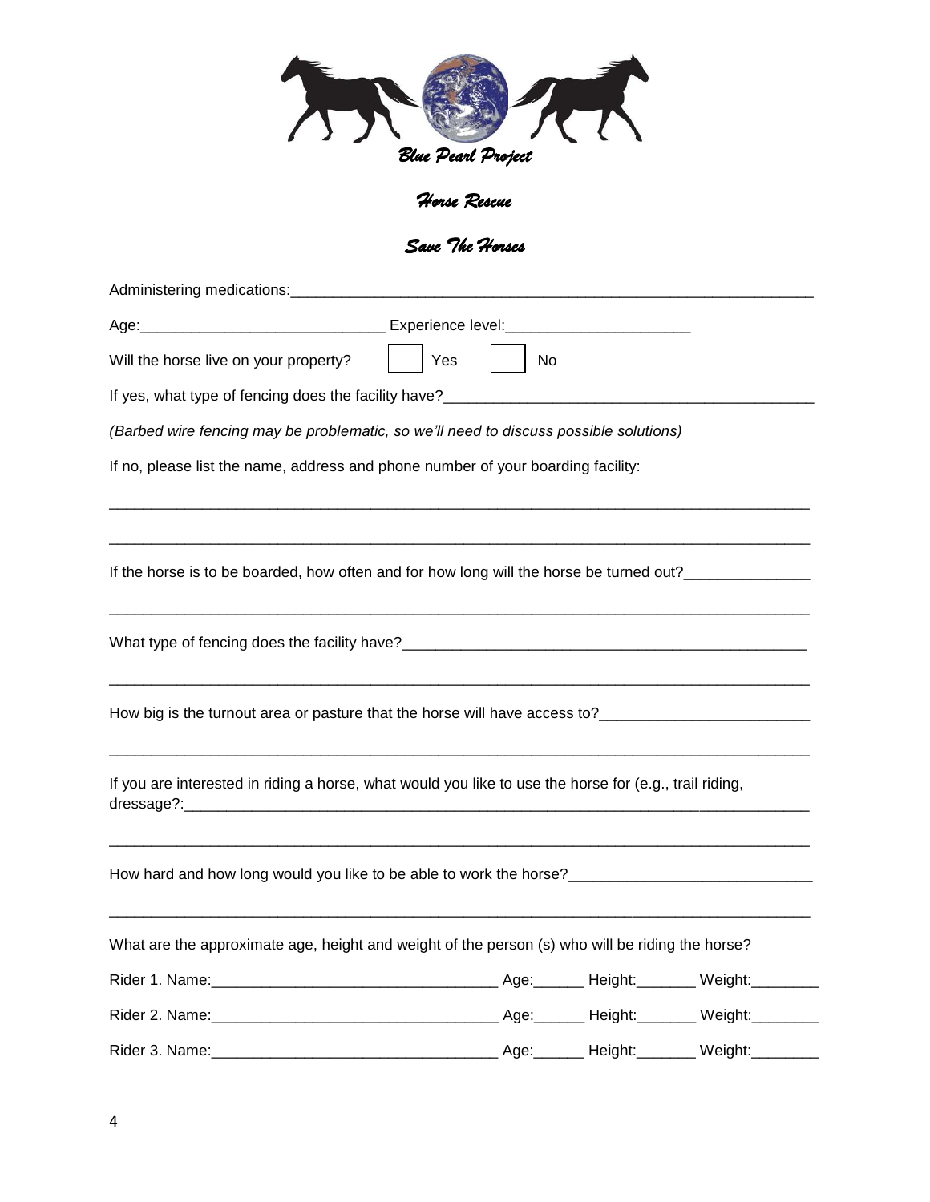*Blue Pearl Project*

*Horse Rescue*

*Save The Horses*

Administering medications:\_\_\_\_\_\_\_\_\_\_\_\_\_\_\_\_\_\_\_\_\_\_\_\_\_\_\_\_\_\_\_\_\_\_\_\_\_\_\_\_\_\_\_\_\_\_\_\_\_\_\_\_\_\_\_\_\_\_

Age:\_\_\_\_\_\_\_\_\_\_\_\_\_\_\_\_\_\_\_\_\_\_\_\_\_\_\_\_ Experience level:\_\_\_\_\_\_\_\_\_\_\_\_\_\_\_\_\_\_\_\_\_

Will the horse live on your property? ☐ Yes ☐ No

If yes, what type of fencing does the facility have?\_\_\_\_\_\_\_\_\_\_\_\_\_\_\_\_\_\_\_\_\_\_\_\_\_\_\_\_\_\_\_\_\_\_\_\_\_\_\_\_

*(Barbed wire fencing may be problematic, so we'll need to discuss possible solutions)*

If no, please list the name, address and phone number of your boarding facility:

\_\_\_\_\_\_\_\_\_\_\_\_\_\_\_\_\_\_\_\_\_\_\_\_\_\_\_\_\_\_\_\_\_\_\_\_\_\_\_\_\_\_\_\_\_\_\_\_\_\_\_\_\_\_\_\_\_\_\_\_\_\_\_\_\_\_\_\_\_\_\_\_\_\_\_\_\_\_

\_\_\_\_\_\_\_\_\_\_\_\_\_\_\_\_\_\_\_\_\_\_\_\_\_\_\_\_\_\_\_\_\_\_\_\_\_\_\_\_\_\_\_\_\_\_\_\_\_\_\_\_\_\_\_\_\_\_\_\_\_\_\_\_\_\_\_\_\_\_\_\_\_\_\_\_\_\_

If the horse is to be boarded, how often and for how long will the horse be turned out?\_\_\_\_\_\_\_\_\_\_\_\_\_\_

\_\_\_\_\_\_\_\_\_\_\_\_\_\_\_\_\_\_\_\_\_\_\_\_\_\_\_\_\_\_\_\_\_\_\_\_\_\_\_\_\_\_\_\_\_\_\_\_\_\_\_\_\_\_\_\_\_\_\_\_\_\_\_\_\_\_\_\_\_\_\_\_\_\_\_\_\_\_

What type of fencing does the facility have?\_\_\_\_\_\_\_\_\_\_\_\_\_\_\_\_\_\_\_\_\_\_\_\_\_\_\_\_\_\_\_\_\_\_\_\_\_\_\_\_\_\_\_\_\_

\_\_\_\_\_\_\_\_\_\_\_\_\_\_\_\_\_\_\_\_\_\_\_\_\_\_\_\_\_\_\_\_\_\_\_\_\_\_\_\_\_\_\_\_\_\_\_\_\_\_\_\_\_\_\_\_\_\_\_\_\_\_\_\_\_\_\_\_\_\_\_\_\_\_\_\_\_\_

How big is the turnout area or pasture that the horse will have access to?\_\_\_\_\_\_\_\_\_\_\_\_\_\_\_\_\_\_\_\_\_\_\_\_

\_\_\_\_\_\_\_\_\_\_\_\_\_\_\_\_\_\_\_\_\_\_\_\_\_\_\_\_\_\_\_\_\_\_\_\_\_\_\_\_\_\_\_\_\_\_\_\_\_\_\_\_\_\_\_\_\_\_\_\_\_\_\_\_\_\_\_\_\_\_\_\_\_\_\_\_\_\_

If you are interested in riding a horse, what would you like to use the horse for (e.g., trail riding, dressage?:\_\_\_\_\_\_\_\_\_\_\_\_\_\_\_\_\_\_\_\_\_\_\_\_\_\_\_\_\_\_\_\_\_\_\_\_\_\_\_\_\_\_\_\_\_\_\_\_\_\_\_\_\_\_\_\_\_\_\_\_\_\_\_\_\_\_\_\_\_

\_\_\_\_\_\_\_\_\_\_\_\_\_\_\_\_\_\_\_\_\_\_\_\_\_\_\_\_\_\_\_\_\_\_\_\_\_\_\_\_\_\_\_\_\_\_\_\_\_\_\_\_\_\_\_\_\_\_\_\_\_\_\_\_\_\_\_\_\_\_\_\_\_\_\_\_\_\_

How hard and how long would you like to be able to work the horse?\_\_\_\_\_\_\_\_\_\_\_\_\_\_\_\_\_\_\_\_\_\_\_\_\_\_\_\_

\_\_\_\_\_\_\_\_\_\_\_\_\_\_\_\_\_\_\_\_\_\_\_\_\_\_\_\_\_\_\_\_\_\_\_\_\_\_\_\_\_\_\_\_\_\_\_\_\_\_\_\_\_\_\_\_\_\_\_\_\_\_\_\_\_\_\_\_\_\_\_\_\_\_\_\_\_\_

What are the approximate age, height and weight of the person (s) who will be riding the horse?

Rider 1. Name:\_\_\_\_\_\_\_\_\_\_\_\_\_\_\_\_\_\_\_\_\_\_\_\_\_\_\_\_\_\_\_\_\_ Age:\_\_\_\_\_\_ Height:\_\_\_\_\_\_\_ Weight:\_\_\_\_\_\_\_\_

Rider 2. Name:\_\_\_\_\_\_\_\_\_\_\_\_\_\_\_\_\_\_\_\_\_\_\_\_\_\_\_\_\_\_\_\_\_ Age:\_\_\_\_\_\_ Height:\_\_\_\_\_\_\_ Weight:\_\_\_\_\_\_\_\_

Rider 3. Name:\_\_\_\_\_\_\_\_\_\_\_\_\_\_\_\_\_\_\_\_\_\_\_\_\_\_\_\_\_\_\_\_\_ Age:\_\_\_\_\_\_ Height:\_\_\_\_\_\_\_ Weight:\_\_\_\_\_\_\_\_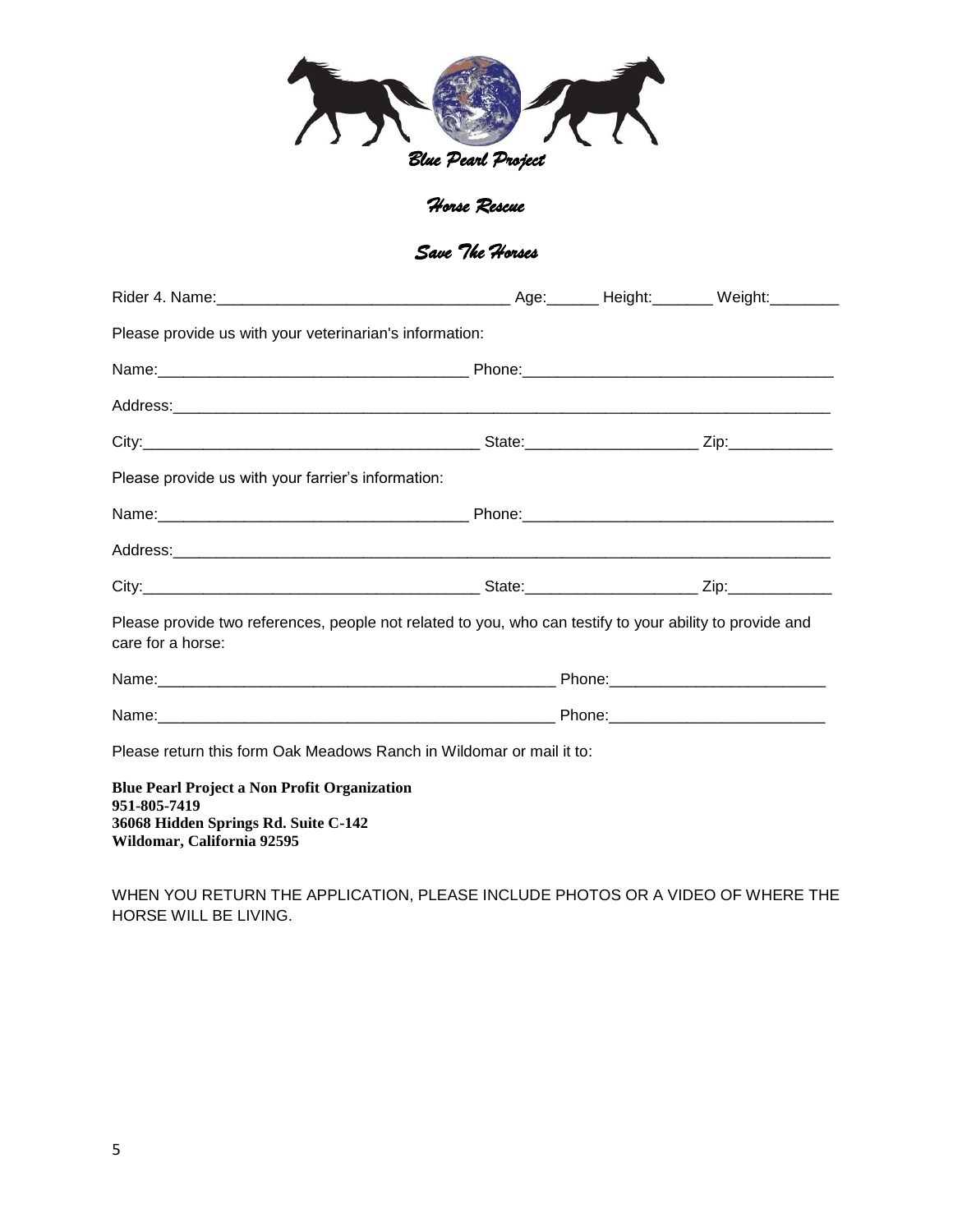*Blue Pearl Project*

*Horse Rescue*

*Save The Horses*

Rider 4. Name:__________________________________ Age:______ Height:_______ Weight:________

Please provide us with your veterinarian's information:

Name:___________________________________ Phone:___________________________________

Address:________________________________________________________________________

City:______________________________________ State:___________________ Zip:____________

Please provide us with your farrier's information:

Name:___________________________________ Phone:___________________________________

Address:________________________________________________________________________

City:______________________________________ State:___________________ Zip:____________

Please provide two references, people not related to you, who can testify to your ability to provide and care for a horse:

Name:_______________________________________________ Phone:_________________________

Name:_______________________________________________ Phone:_________________________

Please return this form Oak Meadows Ranch in Wildomar or mail it to:

**Blue Pearl Project a Non Profit Organization**
**951-805-7419**
**36068 Hidden Springs Rd. Suite C-142**
**Wildomar, California 92595**

WHEN YOU RETURN THE APPLICATION, PLEASE INCLUDE PHOTOS OR A VIDEO OF WHERE THE HORSE WILL BE LIVING.